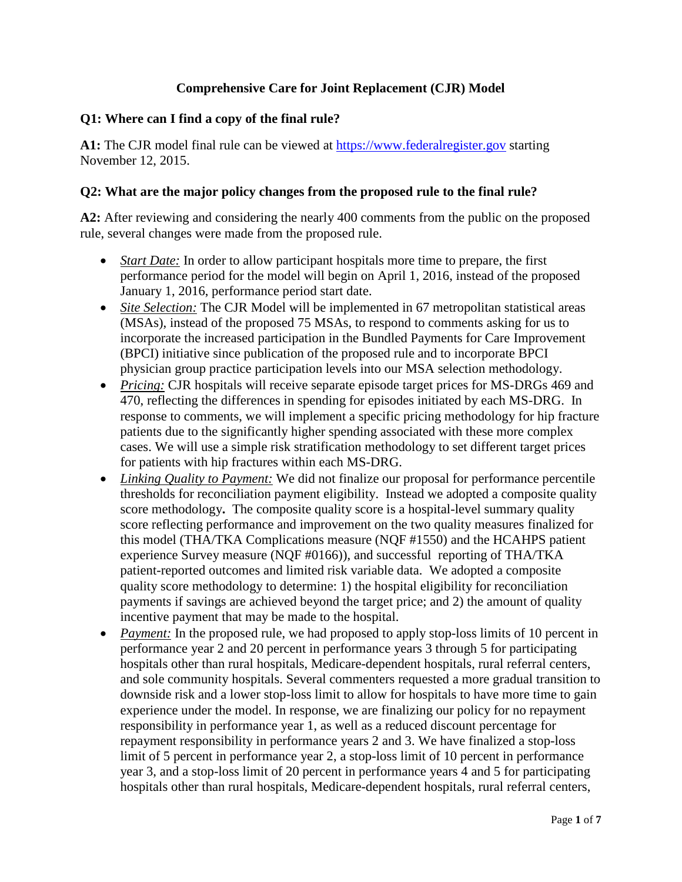# Comprehensive Care for Joint Replacement (CJR) Model

**Q1: Where can I find a copy of the final rule?**

**A1:** The CJR model final rule can be viewed at [https://www.federalregister.gov](https://www.federalregister.gov) starting November 12, 2015.

**Q2: What are the major policy changes from the proposed rule to the final rule?**

**A2:** After reviewing and considering the nearly 400 comments from the public on the proposed rule, several changes were made from the proposed rule.

- *Start Date:* In order to allow participant hospitals more time to prepare, the first performance period for the model will begin on April 1, 2016, instead of the proposed January 1, 2016, performance period start date.
- *Site Selection:* The CJR Model will be implemented in 67 metropolitan statistical areas (MSAs), instead of the proposed 75 MSAs, to respond to comments asking for us to incorporate the increased participation in the Bundled Payments for Care Improvement (BPCI) initiative since publication of the proposed rule and to incorporate BPCI physician group practice participation levels into our MSA selection methodology.
- *Pricing:* CJR hospitals will receive separate episode target prices for MS-DRGs 469 and 470, reflecting the differences in spending for episodes initiated by each MS-DRG. In response to comments, we will implement a specific pricing methodology for hip fracture patients due to the significantly higher spending associated with these more complex cases. We will use a simple risk stratification methodology to set different target prices for patients with hip fractures within each MS-DRG.
- *Linking Quality to Payment:* We did not finalize our proposal for performance percentile thresholds for reconciliation payment eligibility. Instead we adopted a composite quality score methodology**.** The composite quality score is a hospital-level summary quality score reflecting performance and improvement on the two quality measures finalized for this model (THA/TKA Complications measure (NQF #1550) and the HCAHPS patient experience Survey measure (NQF #0166)), and successful reporting of THA/TKA patient-reported outcomes and limited risk variable data. We adopted a composite quality score methodology to determine: 1) the hospital eligibility for reconciliation payments if savings are achieved beyond the target price; and 2) the amount of quality incentive payment that may be made to the hospital.
- *Payment:* In the proposed rule, we had proposed to apply stop-loss limits of 10 percent in performance year 2 and 20 percent in performance years 3 through 5 for participating hospitals other than rural hospitals, Medicare-dependent hospitals, rural referral centers, and sole community hospitals. Several commenters requested a more gradual transition to downside risk and a lower stop-loss limit to allow for hospitals to have more time to gain experience under the model. In response, we are finalizing our policy for no repayment responsibility in performance year 1, as well as a reduced discount percentage for repayment responsibility in performance years 2 and 3. We have finalized a stop-loss limit of 5 percent in performance year 2, a stop-loss limit of 10 percent in performance year 3, and a stop-loss limit of 20 percent in performance years 4 and 5 for participating hospitals other than rural hospitals, Medicare-dependent hospitals, rural referral centers,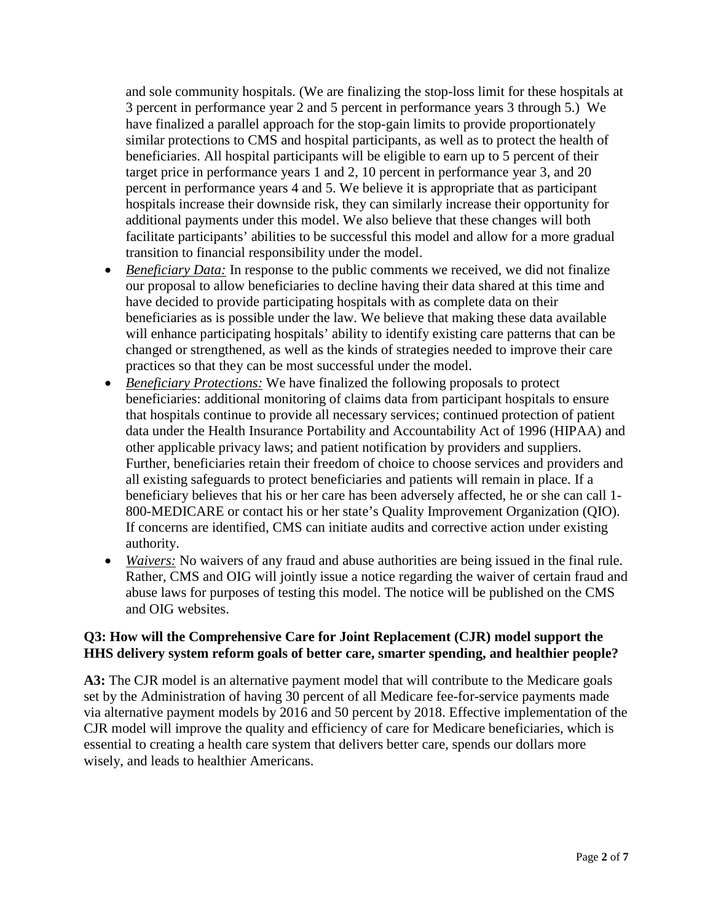and sole community hospitals. (We are finalizing the stop-loss limit for these hospitals at 3 percent in performance year 2 and 5 percent in performance years 3 through 5.) We have finalized a parallel approach for the stop-gain limits to provide proportionately similar protections to CMS and hospital participants, as well as to protect the health of beneficiaries. All hospital participants will be eligible to earn up to 5 percent of their target price in performance years 1 and 2, 10 percent in performance year 3, and 20 percent in performance years 4 and 5. We believe it is appropriate that as participant hospitals increase their downside risk, they can similarly increase their opportunity for additional payments under this model. We also believe that these changes will both facilitate participants' abilities to be successful this model and allow for a more gradual transition to financial responsibility under the model.

- *Beneficiary Data:* In response to the public comments we received, we did not finalize our proposal to allow beneficiaries to decline having their data shared at this time and have decided to provide participating hospitals with as complete data on their beneficiaries as is possible under the law. We believe that making these data available will enhance participating hospitals' ability to identify existing care patterns that can be changed or strengthened, as well as the kinds of strategies needed to improve their care practices so that they can be most successful under the model.
- *Beneficiary Protections:* We have finalized the following proposals to protect beneficiaries: additional monitoring of claims data from participant hospitals to ensure that hospitals continue to provide all necessary services; continued protection of patient data under the Health Insurance Portability and Accountability Act of 1996 (HIPAA) and other applicable privacy laws; and patient notification by providers and suppliers. Further, beneficiaries retain their freedom of choice to choose services and providers and all existing safeguards to protect beneficiaries and patients will remain in place. If a beneficiary believes that his or her care has been adversely affected, he or she can call 1-800-MEDICARE or contact his or her state's Quality Improvement Organization (QIO). If concerns are identified, CMS can initiate audits and corrective action under existing authority.
- *Waivers:* No waivers of any fraud and abuse authorities are being issued in the final rule. Rather, CMS and OIG will jointly issue a notice regarding the waiver of certain fraud and abuse laws for purposes of testing this model. The notice will be published on the CMS and OIG websites.

**Q3: How will the Comprehensive Care for Joint Replacement (CJR) model support the HHS delivery system reform goals of better care, smarter spending, and healthier people?**

**A3:** The CJR model is an alternative payment model that will contribute to the Medicare goals set by the Administration of having 30 percent of all Medicare fee-for-service payments made via alternative payment models by 2016 and 50 percent by 2018. Effective implementation of the CJR model will improve the quality and efficiency of care for Medicare beneficiaries, which is essential to creating a health care system that delivers better care, spends our dollars more wisely, and leads to healthier Americans.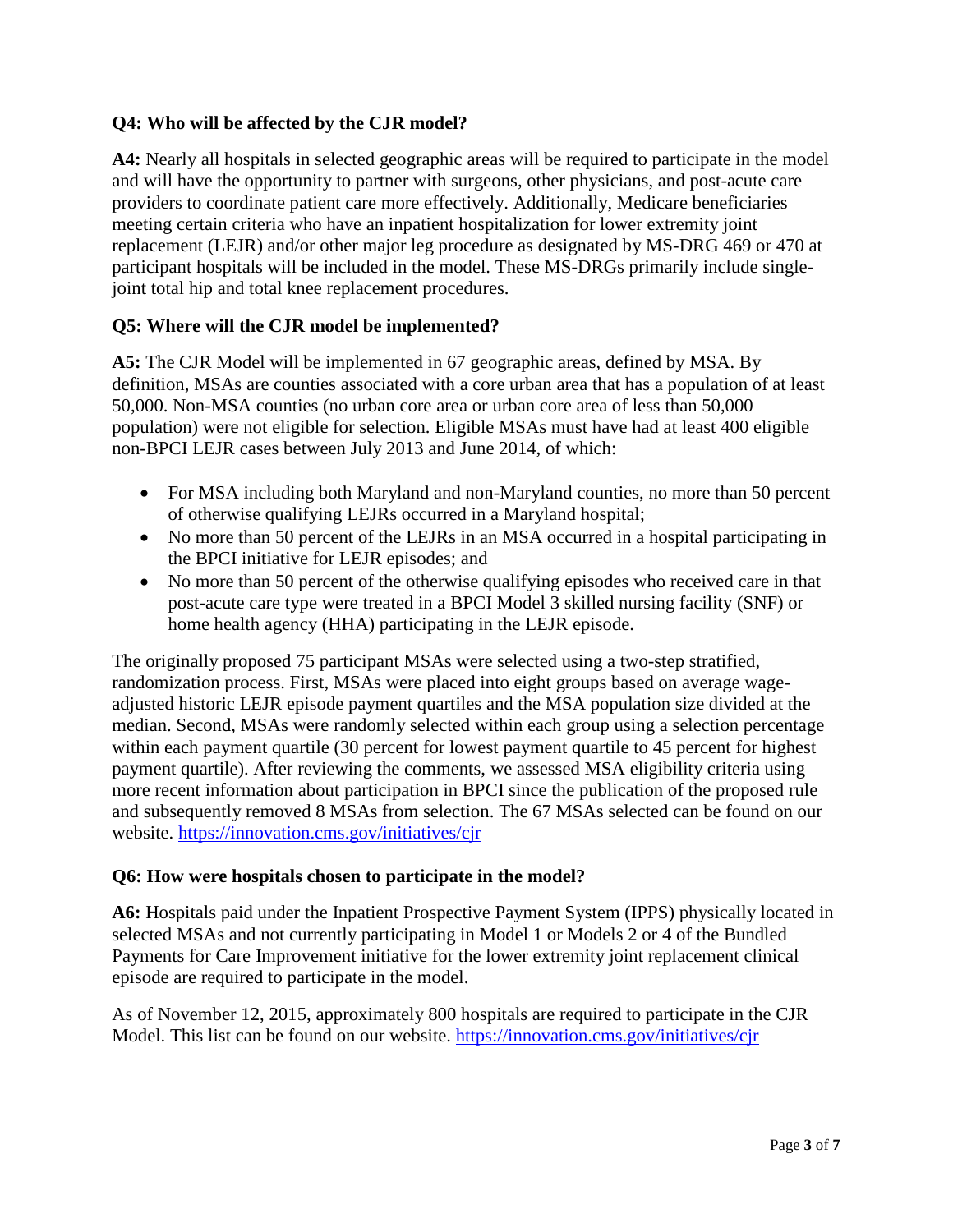**Q4: Who will be affected by the CJR model?**

**A4:** Nearly all hospitals in selected geographic areas will be required to participate in the model and will have the opportunity to partner with surgeons, other physicians, and post-acute care providers to coordinate patient care more effectively. Additionally, Medicare beneficiaries meeting certain criteria who have an inpatient hospitalization for lower extremity joint replacement (LEJR) and/or other major leg procedure as designated by MS-DRG 469 or 470 at participant hospitals will be included in the model. These MS-DRGs primarily include single-joint total hip and total knee replacement procedures.

**Q5: Where will the CJR model be implemented?**

**A5:** The CJR Model will be implemented in 67 geographic areas, defined by MSA. By definition, MSAs are counties associated with a core urban area that has a population of at least 50,000. Non-MSA counties (no urban core area or urban core area of less than 50,000 population) were not eligible for selection. Eligible MSAs must have had at least 400 eligible non-BPCI LEJR cases between July 2013 and June 2014, of which:

- For MSA including both Maryland and non-Maryland counties, no more than 50 percent of otherwise qualifying LEJRs occurred in a Maryland hospital;
- No more than 50 percent of the LEJRs in an MSA occurred in a hospital participating in the BPCI initiative for LEJR episodes; and
- No more than 50 percent of the otherwise qualifying episodes who received care in that post-acute care type were treated in a BPCI Model 3 skilled nursing facility (SNF) or home health agency (HHA) participating in the LEJR episode.

The originally proposed 75 participant MSAs were selected using a two-step stratified, randomization process. First, MSAs were placed into eight groups based on average wage-adjusted historic LEJR episode payment quartiles and the MSA population size divided at the median. Second, MSAs were randomly selected within each group using a selection percentage within each payment quartile (30 percent for lowest payment quartile to 45 percent for highest payment quartile). After reviewing the comments, we assessed MSA eligibility criteria using more recent information about participation in BPCI since the publication of the proposed rule and subsequently removed 8 MSAs from selection. The 67 MSAs selected can be found on our website. https://innovation.cms.gov/initiatives/cjr

**Q6: How were hospitals chosen to participate in the model?**

**A6:** Hospitals paid under the Inpatient Prospective Payment System (IPPS) physically located in selected MSAs and not currently participating in Model 1 or Models 2 or 4 of the Bundled Payments for Care Improvement initiative for the lower extremity joint replacement clinical episode are required to participate in the model.

As of November 12, 2015, approximately 800 hospitals are required to participate in the CJR Model. This list can be found on our website. https://innovation.cms.gov/initiatives/cjr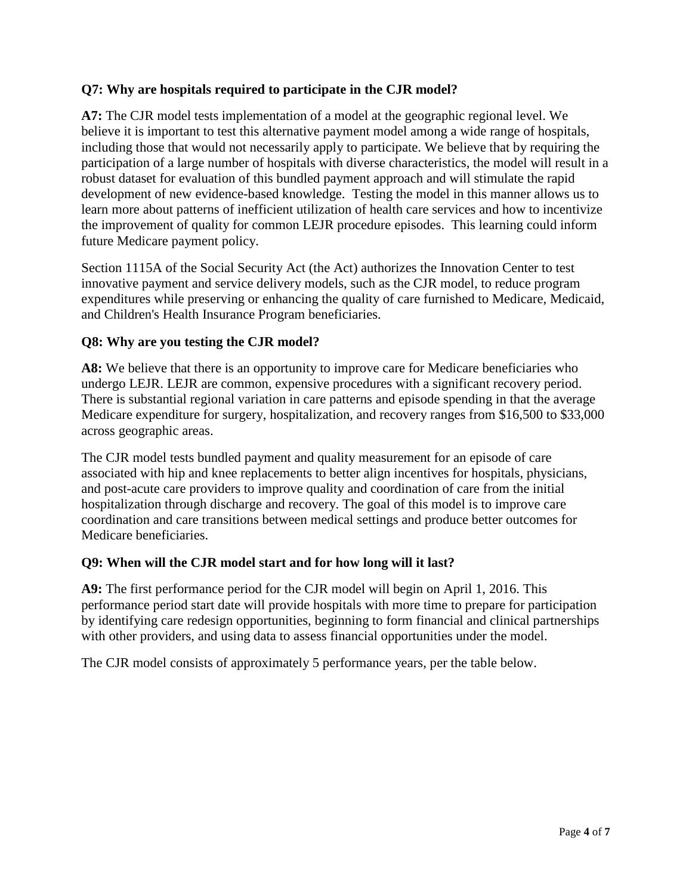**Q7: Why are hospitals required to participate in the CJR model?**

**A7:** The CJR model tests implementation of a model at the geographic regional level. We believe it is important to test this alternative payment model among a wide range of hospitals, including those that would not necessarily apply to participate. We believe that by requiring the participation of a large number of hospitals with diverse characteristics, the model will result in a robust dataset for evaluation of this bundled payment approach and will stimulate the rapid development of new evidence-based knowledge. Testing the model in this manner allows us to learn more about patterns of inefficient utilization of health care services and how to incentivize the improvement of quality for common LEJR procedure episodes. This learning could inform future Medicare payment policy.

Section 1115A of the Social Security Act (the Act) authorizes the Innovation Center to test innovative payment and service delivery models, such as the CJR model, to reduce program expenditures while preserving or enhancing the quality of care furnished to Medicare, Medicaid, and Children's Health Insurance Program beneficiaries.

**Q8: Why are you testing the CJR model?**

**A8:** We believe that there is an opportunity to improve care for Medicare beneficiaries who undergo LEJR. LEJR are common, expensive procedures with a significant recovery period. There is substantial regional variation in care patterns and episode spending in that the average Medicare expenditure for surgery, hospitalization, and recovery ranges from $16,500 to $33,000 across geographic areas.

The CJR model tests bundled payment and quality measurement for an episode of care associated with hip and knee replacements to better align incentives for hospitals, physicians, and post-acute care providers to improve quality and coordination of care from the initial hospitalization through discharge and recovery. The goal of this model is to improve care coordination and care transitions between medical settings and produce better outcomes for Medicare beneficiaries.

**Q9: When will the CJR model start and for how long will it last?**

**A9:** The first performance period for the CJR model will begin on April 1, 2016. This performance period start date will provide hospitals with more time to prepare for participation by identifying care redesign opportunities, beginning to form financial and clinical partnerships with other providers, and using data to assess financial opportunities under the model.

The CJR model consists of approximately 5 performance years, per the table below.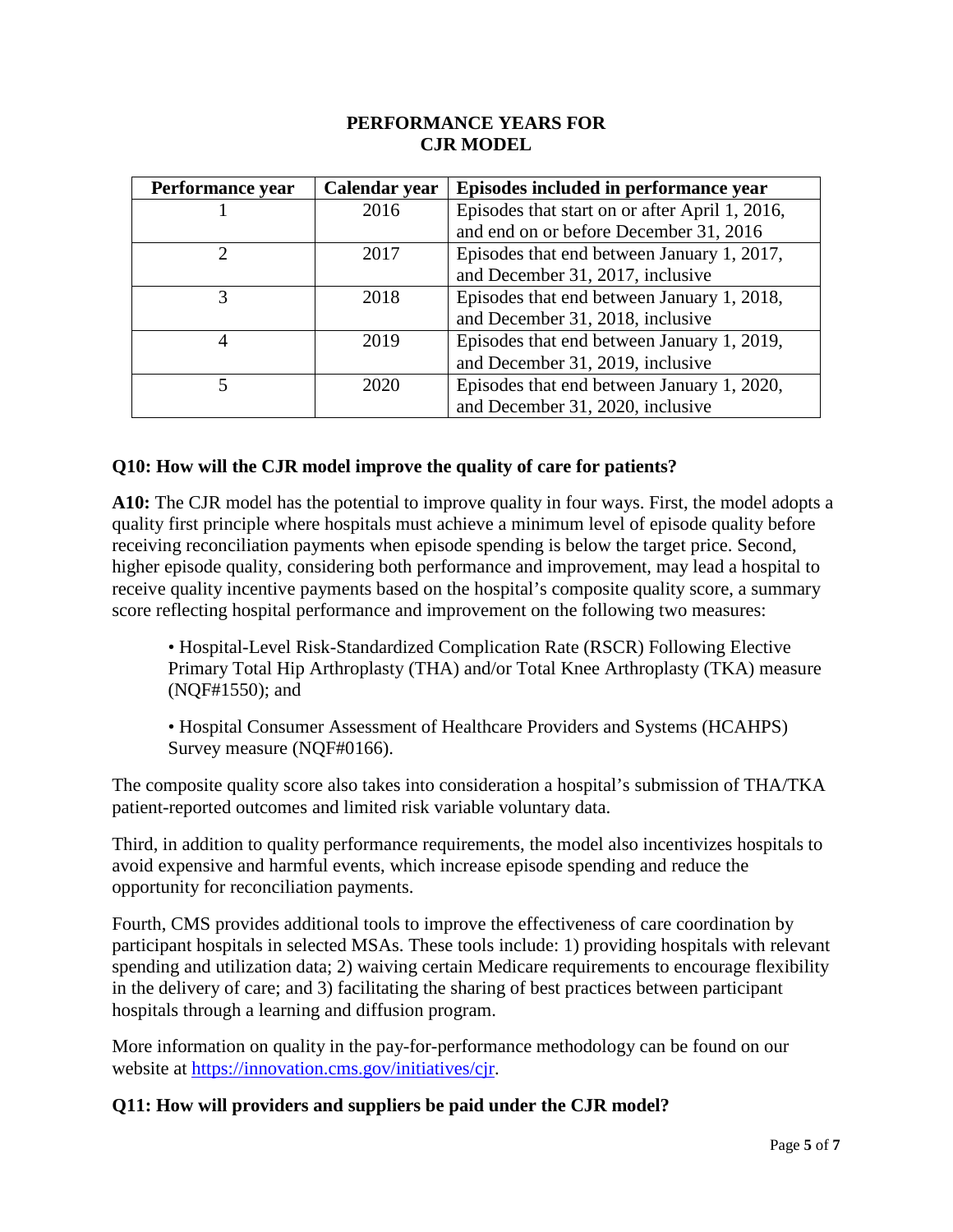**PERFORMANCE YEARS FOR CJR MODEL**

| Performance year | Calendar year | Episodes included in performance year |
|---|---|---|
| 1 | 2016 | Episodes that start on or after April 1, 2016, and end on or before December 31, 2016 |
| 2 | 2017 | Episodes that end between January 1, 2017, and December 31, 2017, inclusive |
| 3 | 2018 | Episodes that end between January 1, 2018, and December 31, 2018, inclusive |
| 4 | 2019 | Episodes that end between January 1, 2019, and December 31, 2019, inclusive |
| 5 | 2020 | Episodes that end between January 1, 2020, and December 31, 2020, inclusive |

### Q10: How will the CJR model improve the quality of care for patients?

**A10:** The CJR model has the potential to improve quality in four ways. First, the model adopts a quality first principle where hospitals must achieve a minimum level of episode quality before receiving reconciliation payments when episode spending is below the target price. Second, higher episode quality, considering both performance and improvement, may lead a hospital to receive quality incentive payments based on the hospital's composite quality score, a summary score reflecting hospital performance and improvement on the following two measures:

- Hospital-Level Risk-Standardized Complication Rate (RSCR) Following Elective Primary Total Hip Arthroplasty (THA) and/or Total Knee Arthroplasty (TKA) measure (NQF#1550); and
- Hospital Consumer Assessment of Healthcare Providers and Systems (HCAHPS) Survey measure (NQF#0166).

The composite quality score also takes into consideration a hospital's submission of THA/TKA patient-reported outcomes and limited risk variable voluntary data.

Third, in addition to quality performance requirements, the model also incentivizes hospitals to avoid expensive and harmful events, which increase episode spending and reduce the opportunity for reconciliation payments.

Fourth, CMS provides additional tools to improve the effectiveness of care coordination by participant hospitals in selected MSAs. These tools include: 1) providing hospitals with relevant spending and utilization data; 2) waiving certain Medicare requirements to encourage flexibility in the delivery of care; and 3) facilitating the sharing of best practices between participant hospitals through a learning and diffusion program.

More information on quality in the pay-for-performance methodology can be found on our website at [https://innovation.cms.gov/initiatives/cjr](https://innovation.cms.gov/initiatives/cjr).

### Q11: How will providers and suppliers be paid under the CJR model?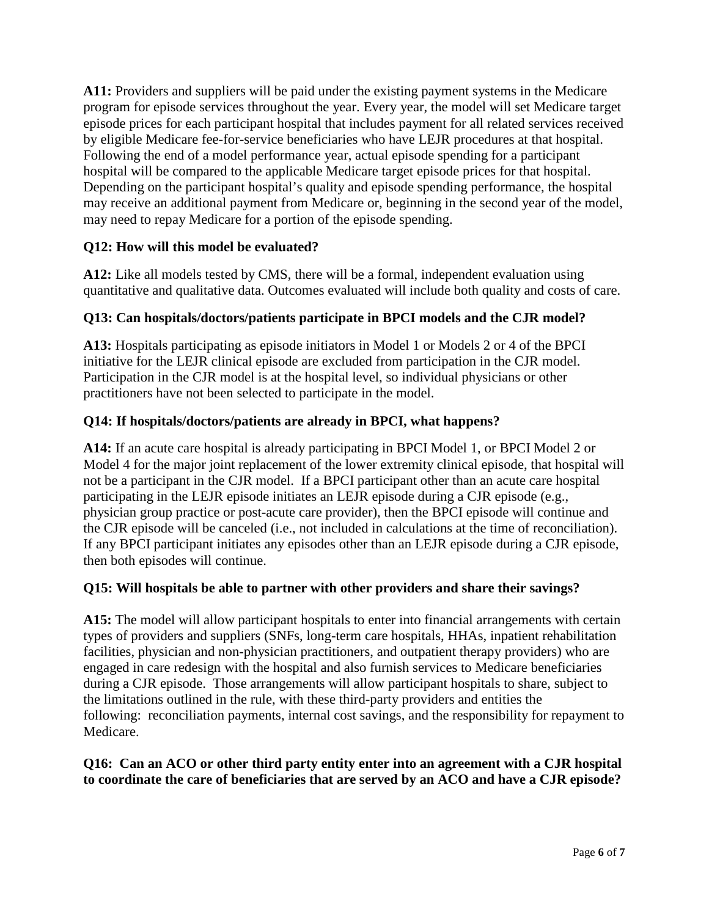**A11:** Providers and suppliers will be paid under the existing payment systems in the Medicare program for episode services throughout the year. Every year, the model will set Medicare target episode prices for each participant hospital that includes payment for all related services received by eligible Medicare fee-for-service beneficiaries who have LEJR procedures at that hospital. Following the end of a model performance year, actual episode spending for a participant hospital will be compared to the applicable Medicare target episode prices for that hospital. Depending on the participant hospital's quality and episode spending performance, the hospital may receive an additional payment from Medicare or, beginning in the second year of the model, may need to repay Medicare for a portion of the episode spending.

**Q12: How will this model be evaluated?**

**A12:** Like all models tested by CMS, there will be a formal, independent evaluation using quantitative and qualitative data. Outcomes evaluated will include both quality and costs of care.

**Q13: Can hospitals/doctors/patients participate in BPCI models and the CJR model?**

**A13:** Hospitals participating as episode initiators in Model 1 or Models 2 or 4 of the BPCI initiative for the LEJR clinical episode are excluded from participation in the CJR model. Participation in the CJR model is at the hospital level, so individual physicians or other practitioners have not been selected to participate in the model.

**Q14: If hospitals/doctors/patients are already in BPCI, what happens?**

**A14:** If an acute care hospital is already participating in BPCI Model 1, or BPCI Model 2 or Model 4 for the major joint replacement of the lower extremity clinical episode, that hospital will not be a participant in the CJR model. If a BPCI participant other than an acute care hospital participating in the LEJR episode initiates an LEJR episode during a CJR episode (e.g., physician group practice or post-acute care provider), then the BPCI episode will continue and the CJR episode will be canceled (i.e., not included in calculations at the time of reconciliation). If any BPCI participant initiates any episodes other than an LEJR episode during a CJR episode, then both episodes will continue.

**Q15: Will hospitals be able to partner with other providers and share their savings?**

**A15:** The model will allow participant hospitals to enter into financial arrangements with certain types of providers and suppliers (SNFs, long-term care hospitals, HHAs, inpatient rehabilitation facilities, physician and non-physician practitioners, and outpatient therapy providers) who are engaged in care redesign with the hospital and also furnish services to Medicare beneficiaries during a CJR episode. Those arrangements will allow participant hospitals to share, subject to the limitations outlined in the rule, with these third-party providers and entities the following: reconciliation payments, internal cost savings, and the responsibility for repayment to Medicare.

**Q16: Can an ACO or other third party entity enter into an agreement with a CJR hospital to coordinate the care of beneficiaries that are served by an ACO and have a CJR episode?**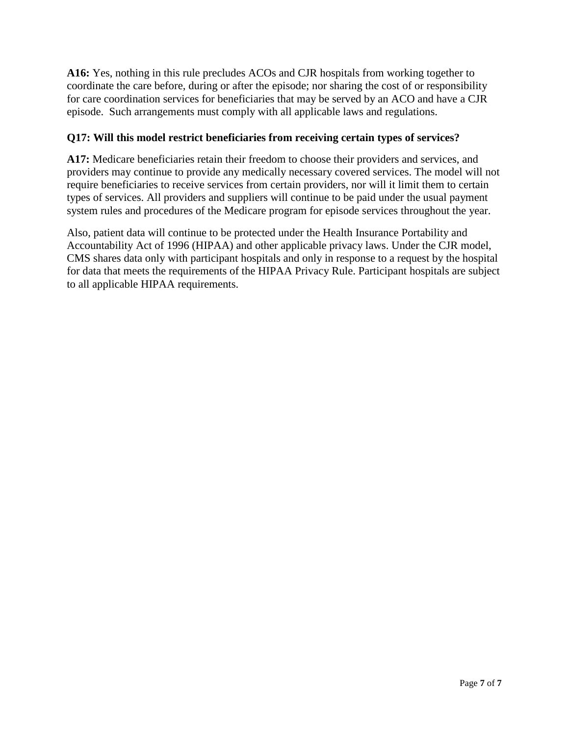**A16:** Yes, nothing in this rule precludes ACOs and CJR hospitals from working together to coordinate the care before, during or after the episode; nor sharing the cost of or responsibility for care coordination services for beneficiaries that may be served by an ACO and have a CJR episode. Such arrangements must comply with all applicable laws and regulations.

**Q17: Will this model restrict beneficiaries from receiving certain types of services?**

**A17:** Medicare beneficiaries retain their freedom to choose their providers and services, and providers may continue to provide any medically necessary covered services. The model will not require beneficiaries to receive services from certain providers, nor will it limit them to certain types of services. All providers and suppliers will continue to be paid under the usual payment system rules and procedures of the Medicare program for episode services throughout the year.

Also, patient data will continue to be protected under the Health Insurance Portability and Accountability Act of 1996 (HIPAA) and other applicable privacy laws. Under the CJR model, CMS shares data only with participant hospitals and only in response to a request by the hospital for data that meets the requirements of the HIPAA Privacy Rule. Participant hospitals are subject to all applicable HIPAA requirements.